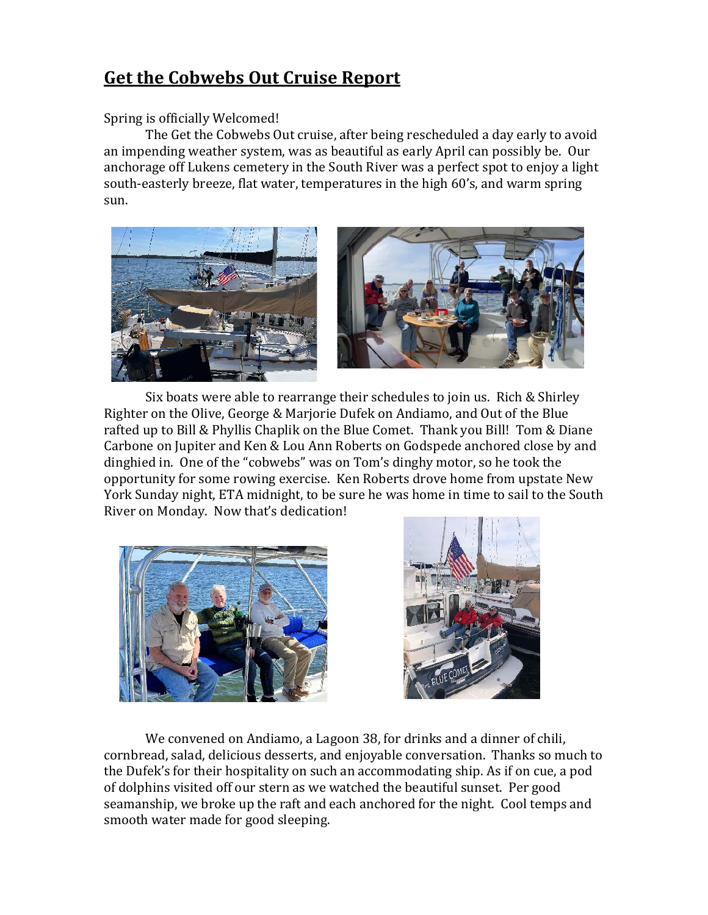# Get the Cobwebs Out Cruise Report

Spring is officially Welcomed!

The Get the Cobwebs Out cruise, after being rescheduled a day early to avoid an impending weather system, was as beautiful as early April can possibly be. Our anchorage off Lukens cemetery in the South River was a perfect spot to enjoy a light south-easterly breeze, flat water, temperatures in the high 60's, and warm spring sun.

Six boats were able to rearrange their schedules to join us. Rich & Shirley Righter on the Olive, George & Marjorie Dufek on Andiamo, and Out of the Blue rafted up to Bill & Phyllis Chaplik on the Blue Comet. Thank you Bill! Tom & Diane Carbone on Jupiter and Ken & Lou Ann Roberts on Godspede anchored close by and dinghied in. One of the "cobwebs" was on Tom's dinghy motor, so he took the opportunity for some rowing exercise. Ken Roberts drove home from upstate New York Sunday night, ETA midnight, to be sure he was home in time to sail to the South River on Monday. Now that's dedication!

We convened on Andiamo, a Lagoon 38, for drinks and a dinner of chili, cornbread, salad, delicious desserts, and enjoyable conversation. Thanks so much to the Dufek's for their hospitality on such an accommodating ship. As if on cue, a pod of dolphins visited off our stern as we watched the beautiful sunset. Per good seamanship, we broke up the raft and each anchored for the night. Cool temps and smooth water made for good sleeping.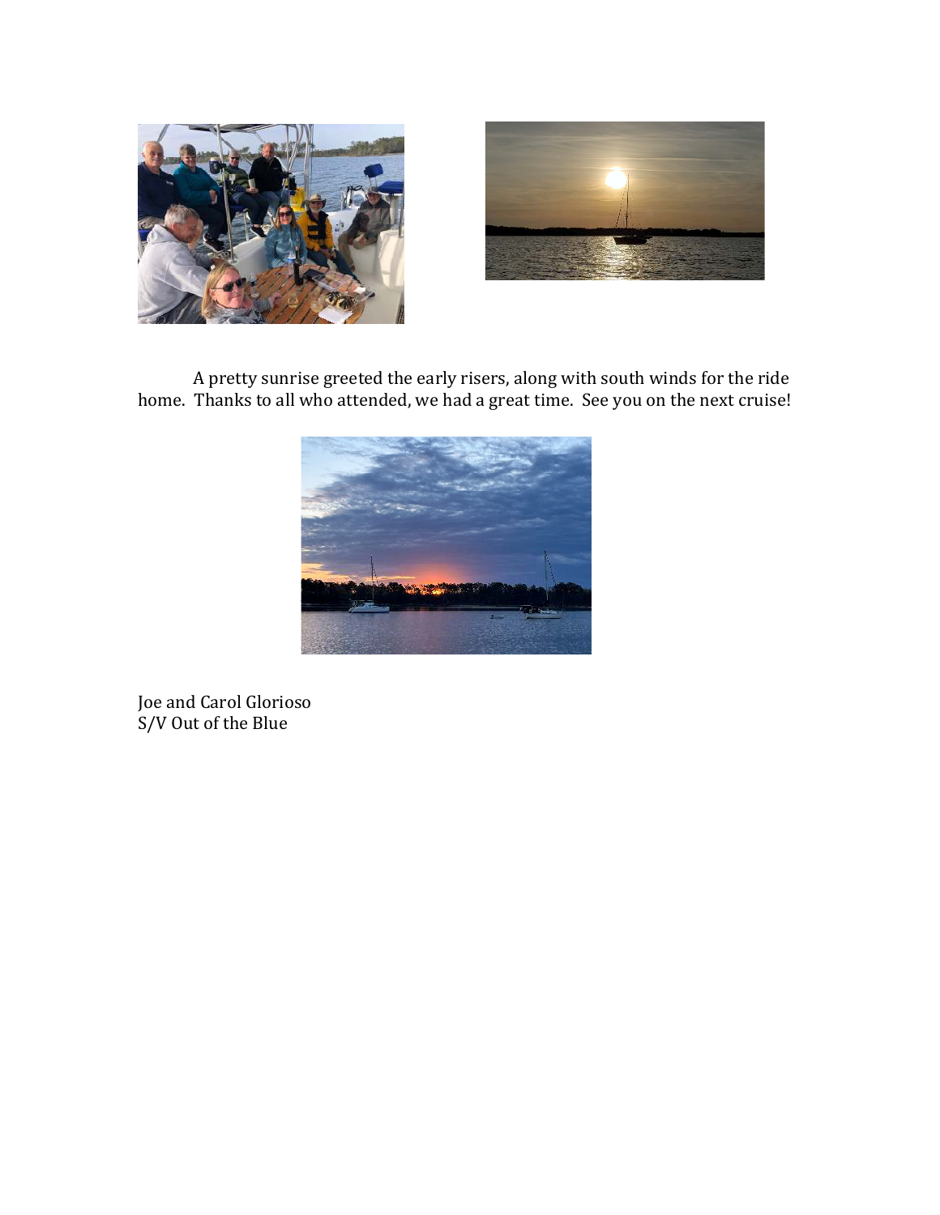A pretty sunrise greeted the early risers, along with south winds for the ride home. Thanks to all who attended, we had a great time. See you on the next cruise!

Joe and Carol Glorioso  
S/V Out of the Blue